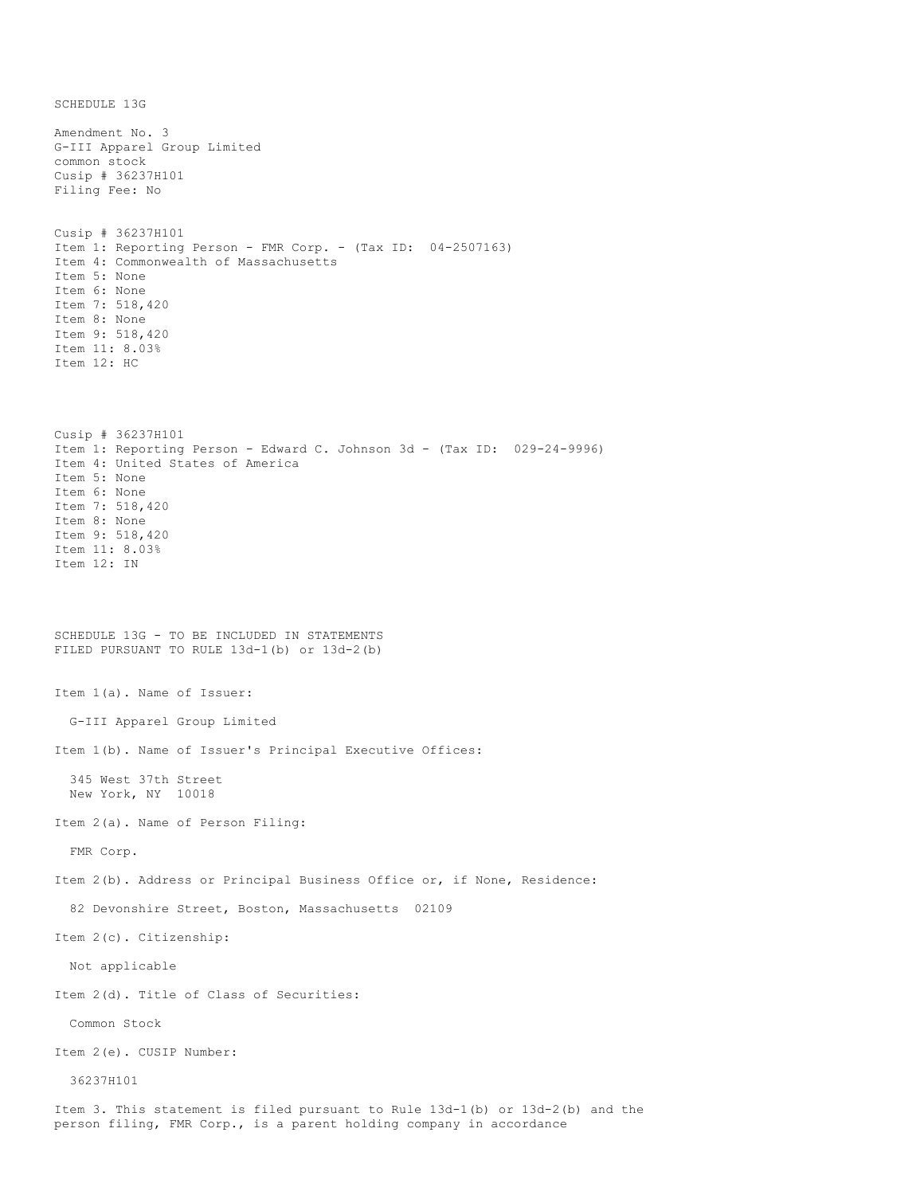SCHEDULE 13G

Amendment No. 3
G-III Apparel Group Limited
common stock
Cusip # 36237H101
Filing Fee: No

Cusip # 36237H101
Item 1: Reporting Person - FMR Corp. - (Tax ID: 04-2507163)
Item 4: Commonwealth of Massachusetts
Item 5: None
Item 6: None
Item 7: 518,420
Item 8: None
Item 9: 518,420
Item 11: 8.03%
Item 12: HC

Cusip # 36237H101
Item 1: Reporting Person - Edward C. Johnson 3d - (Tax ID: 029-24-9996)
Item 4: United States of America
Item 5: None
Item 6: None
Item 7: 518,420
Item 8: None
Item 9: 518,420
Item 11: 8.03%
Item 12: IN

SCHEDULE 13G - TO BE INCLUDED IN STATEMENTS
FILED PURSUANT TO RULE 13d-1(b) or 13d-2(b)

Item 1(a). Name of Issuer:

G-III Apparel Group Limited

Item 1(b). Name of Issuer's Principal Executive Offices:

345 West 37th Street
New York, NY 10018

Item 2(a). Name of Person Filing:

FMR Corp.

Item 2(b). Address or Principal Business Office or, if None, Residence:

82 Devonshire Street, Boston, Massachusetts 02109

Item 2(c). Citizenship:

Not applicable

Item 2(d). Title of Class of Securities:

Common Stock

Item 2(e). CUSIP Number:

36237H101

Item 3. This statement is filed pursuant to Rule 13d-1(b) or 13d-2(b) and the person filing, FMR Corp., is a parent holding company in accordance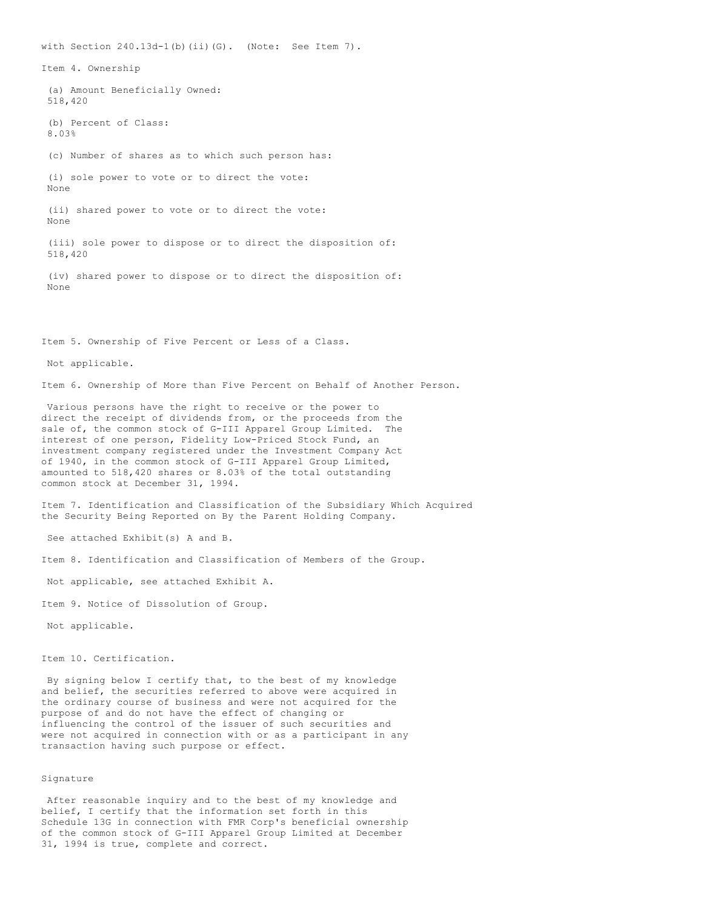with Section 240.13d-1(b)(ii)(G). (Note: See Item 7).

Item 4. Ownership

(a) Amount Beneficially Owned:
518,420

(b) Percent of Class:
8.03%

(c) Number of shares as to which such person has:

(i) sole power to vote or to direct the vote:
None

(ii) shared power to vote or to direct the vote:
None

(iii) sole power to dispose or to direct the disposition of:
518,420

(iv) shared power to dispose or to direct the disposition of:
None

Item 5. Ownership of Five Percent or Less of a Class.

Not applicable.

Item 6. Ownership of More than Five Percent on Behalf of Another Person.

Various persons have the right to receive or the power to direct the receipt of dividends from, or the proceeds from the sale of, the common stock of G-III Apparel Group Limited. The interest of one person, Fidelity Low-Priced Stock Fund, an investment company registered under the Investment Company Act of 1940, in the common stock of G-III Apparel Group Limited, amounted to 518,420 shares or 8.03% of the total outstanding common stock at December 31, 1994.

Item 7. Identification and Classification of the Subsidiary Which Acquired the Security Being Reported on By the Parent Holding Company.

See attached Exhibit(s) A and B.

Item 8. Identification and Classification of Members of the Group.

Not applicable, see attached Exhibit A.

Item 9. Notice of Dissolution of Group.

Not applicable.

Item 10. Certification.

By signing below I certify that, to the best of my knowledge and belief, the securities referred to above were acquired in the ordinary course of business and were not acquired for the purpose of and do not have the effect of changing or influencing the control of the issuer of such securities and were not acquired in connection with or as a participant in any transaction having such purpose or effect.

Signature

After reasonable inquiry and to the best of my knowledge and belief, I certify that the information set forth in this Schedule 13G in connection with FMR Corp's beneficial ownership of the common stock of G-III Apparel Group Limited at December 31, 1994 is true, complete and correct.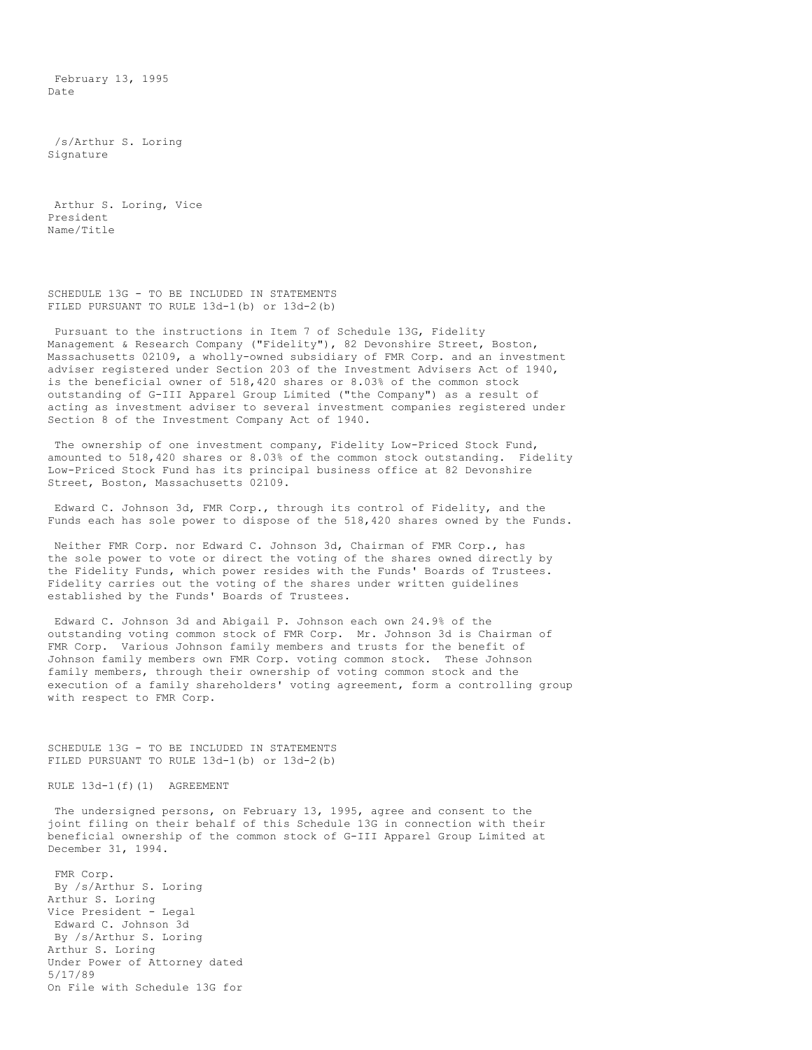February 13, 1995
Date

/s/Arthur S. Loring
Signature

Arthur S. Loring, Vice
President
Name/Title

SCHEDULE 13G - TO BE INCLUDED IN STATEMENTS
FILED PURSUANT TO RULE 13d-1(b) or 13d-2(b)

Pursuant to the instructions in Item 7 of Schedule 13G, Fidelity Management & Research Company ("Fidelity"), 82 Devonshire Street, Boston, Massachusetts 02109, a wholly-owned subsidiary of FMR Corp. and an investment adviser registered under Section 203 of the Investment Advisers Act of 1940, is the beneficial owner of 518,420 shares or 8.03% of the common stock outstanding of G-III Apparel Group Limited ("the Company") as a result of acting as investment adviser to several investment companies registered under Section 8 of the Investment Company Act of 1940.

The ownership of one investment company, Fidelity Low-Priced Stock Fund, amounted to 518,420 shares or 8.03% of the common stock outstanding. Fidelity Low-Priced Stock Fund has its principal business office at 82 Devonshire Street, Boston, Massachusetts 02109.

Edward C. Johnson 3d, FMR Corp., through its control of Fidelity, and the Funds each has sole power to dispose of the 518,420 shares owned by the Funds.

Neither FMR Corp. nor Edward C. Johnson 3d, Chairman of FMR Corp., has the sole power to vote or direct the voting of the shares owned directly by the Fidelity Funds, which power resides with the Funds' Boards of Trustees. Fidelity carries out the voting of the shares under written guidelines established by the Funds' Boards of Trustees.

Edward C. Johnson 3d and Abigail P. Johnson each own 24.9% of the outstanding voting common stock of FMR Corp. Mr. Johnson 3d is Chairman of FMR Corp. Various Johnson family members and trusts for the benefit of Johnson family members own FMR Corp. voting common stock. These Johnson family members, through their ownership of voting common stock and the execution of a family shareholders' voting agreement, form a controlling group with respect to FMR Corp.

SCHEDULE 13G - TO BE INCLUDED IN STATEMENTS
FILED PURSUANT TO RULE 13d-1(b) or 13d-2(b)

RULE 13d-1(f)(1) AGREEMENT

The undersigned persons, on February 13, 1995, agree and consent to the joint filing on their behalf of this Schedule 13G in connection with their beneficial ownership of the common stock of G-III Apparel Group Limited at December 31, 1994.

FMR Corp.
By /s/Arthur S. Loring
Arthur S. Loring
Vice President - Legal
Edward C. Johnson 3d
By /s/Arthur S. Loring
Arthur S. Loring
Under Power of Attorney dated
5/17/89
On File with Schedule 13G for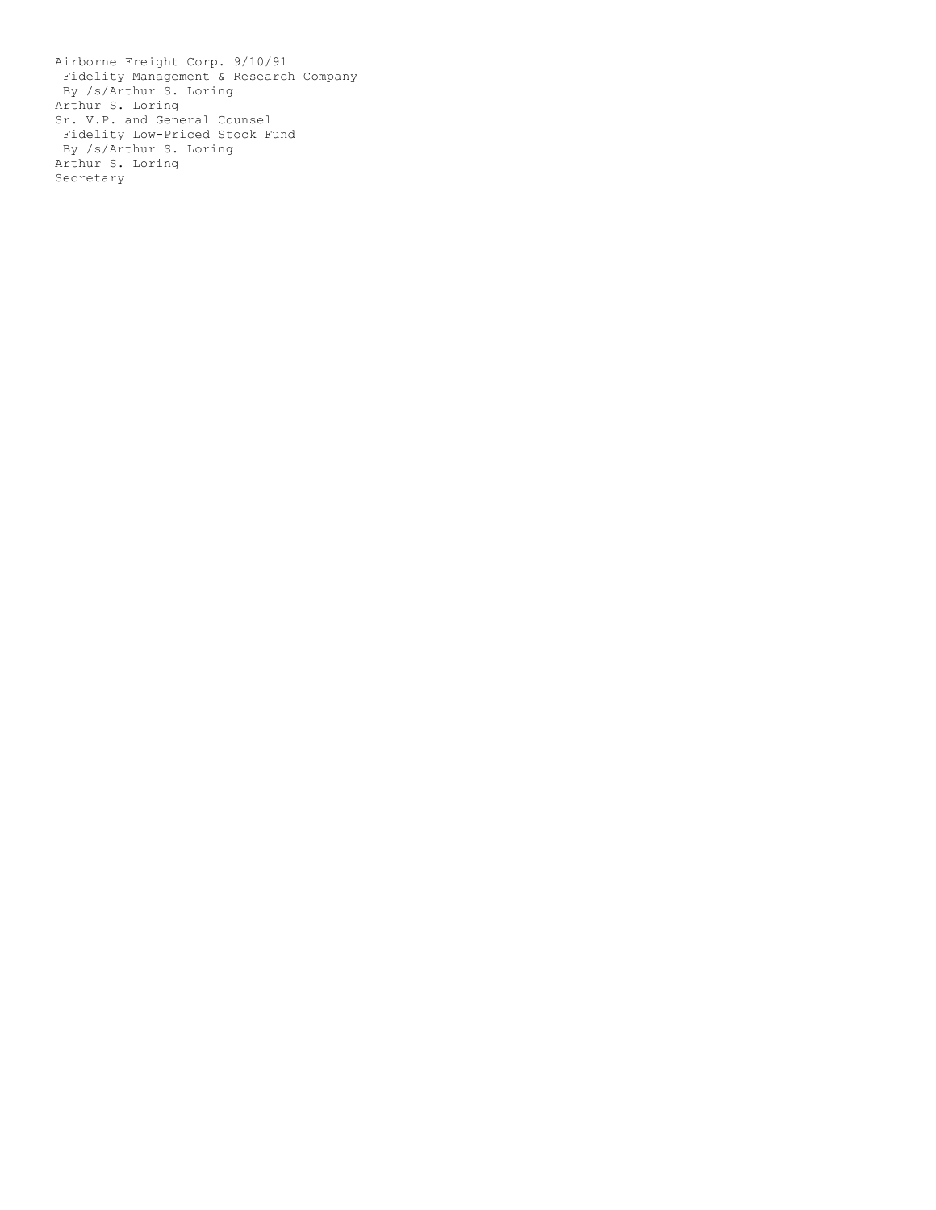Airborne Freight Corp. 9/10/91

Fidelity Management & Research Company

By /s/Arthur S. Loring

Arthur S. Loring

Sr. V.P. and General Counsel

Fidelity Low-Priced Stock Fund

By /s/Arthur S. Loring

Arthur S. Loring

Secretary